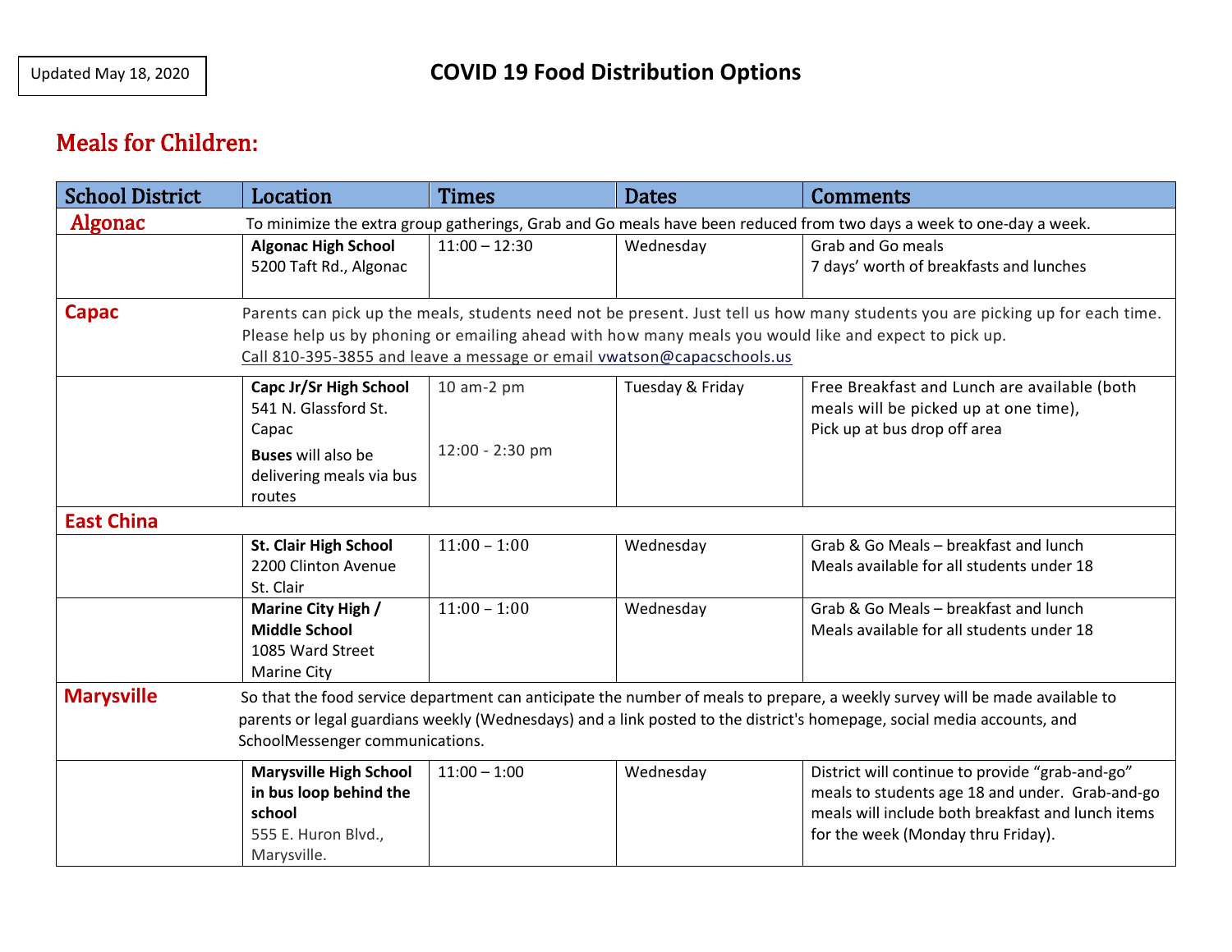Updated May 18, 2020

# COVID 19 Food Distribution Options

## Meals for Children:

| School District | Location | Times | Dates | Comments |
| --- | --- | --- | --- | --- |
| **Algonac** | To minimize the extra group gatherings, Grab and Go meals have been reduced from two days a week to one-day a week. | | | |
| | **Algonac High School** 5200 Taft Rd., Algonac | 11:00 – 12:30 | Wednesday | Grab and Go meals 7 days' worth of breakfasts and lunches |
| **Capac** | Parents can pick up the meals, students need not be present. Just tell us how many students you are picking up for each time. Please help us by phoning or emailing ahead with how many meals you would like and expect to pick up. Call 810-395-3855 and leave a message or email vwatson@capacschools.us | | | |
| | **Capc Jr/Sr High School** 541 N. Glassford St. Capac **Buses** will also be delivering meals via bus routes | 10 am-2 pm 12:00 - 2:30 pm | Tuesday & Friday | Free Breakfast and Lunch are available (both meals will be picked up at one time), Pick up at bus drop off area |
| **East China** | | | | |
| | **St. Clair High School** 2200 Clinton Avenue St. Clair | 11:00 – 1:00 | Wednesday | Grab & Go Meals – breakfast and lunch Meals available for all students under 18 |
| | **Marine City High / Middle School** 1085 Ward Street Marine City | 11:00 – 1:00 | Wednesday | Grab & Go Meals – breakfast and lunch Meals available for all students under 18 |
| **Marysville** | So that the food service department can anticipate the number of meals to prepare, a weekly survey will be made available to parents or legal guardians weekly (Wednesdays) and a link posted to the district's homepage, social media accounts, and SchoolMessenger communications. | | | |
| | **Marysville High School in bus loop behind the school** 555 E. Huron Blvd., Marysville. | 11:00 – 1:00 | Wednesday | District will continue to provide "grab-and-go" meals to students age 18 and under. Grab-and-go meals will include both breakfast and lunch items for the week (Monday thru Friday). |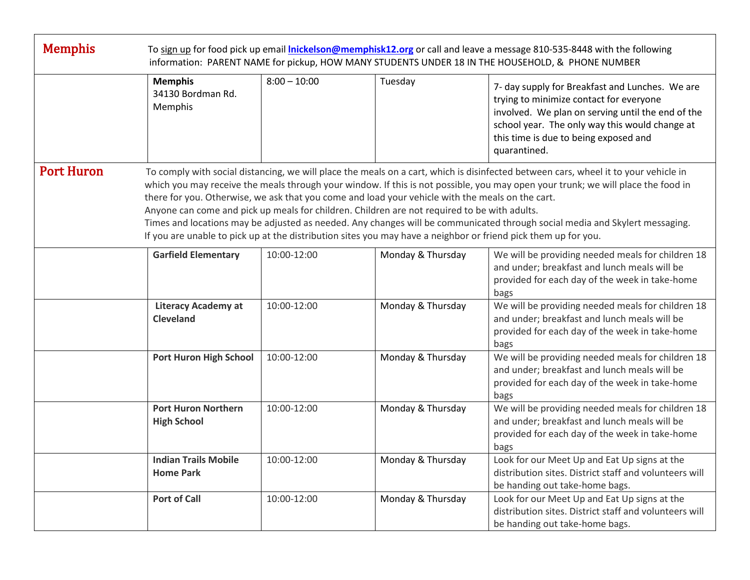| | | | | |
|---|---|---|---|---|
| **Memphis** | To sign up for food pick up email **lnickelson@memphisk12.org** or call and leave a message 810-535-8448 with the following information: PARENT NAME for pickup, HOW MANY STUDENTS UNDER 18 IN THE HOUSEHOLD, & PHONE NUMBER | | | |
| | **Memphis**<br>34130 Bordman Rd.<br>Memphis | 8:00 – 10:00 | Tuesday | 7- day supply for Breakfast and Lunches. We are trying to minimize contact for everyone involved. We plan on serving until the end of the school year. The only way this would change at this time is due to being exposed and quarantined. |
| **Port Huron** | To comply with social distancing, we will place the meals on a cart, which is disinfected between cars, wheel it to your vehicle in which you may receive the meals through your window. If this is not possible, you may open your trunk; we will place the food in there for you. Otherwise, we ask that you come and load your vehicle with the meals on the cart.<br>Anyone can come and pick up meals for children. Children are not required to be with adults.<br>Times and locations may be adjusted as needed. Any changes will be communicated through social media and Skylert messaging.<br>If you are unable to pick up at the distribution sites you may have a neighbor or friend pick them up for you. | | | |
| | **Garfield Elementary** | 10:00-12:00 | Monday & Thursday | We will be providing needed meals for children 18 and under; breakfast and lunch meals will be provided for each day of the week in take-home bags |
| | **Literacy Academy at Cleveland** | 10:00-12:00 | Monday & Thursday | We will be providing needed meals for children 18 and under; breakfast and lunch meals will be provided for each day of the week in take-home bags |
| | **Port Huron High School** | 10:00-12:00 | Monday & Thursday | We will be providing needed meals for children 18 and under; breakfast and lunch meals will be provided for each day of the week in take-home bags |
| | **Port Huron Northern High School** | 10:00-12:00 | Monday & Thursday | We will be providing needed meals for children 18 and under; breakfast and lunch meals will be provided for each day of the week in take-home bags |
| | **Indian Trails Mobile Home Park** | 10:00-12:00 | Monday & Thursday | Look for our Meet Up and Eat Up signs at the distribution sites. District staff and volunteers will be handing out take-home bags. |
| | **Port of Call** | 10:00-12:00 | Monday & Thursday | Look for our Meet Up and Eat Up signs at the distribution sites. District staff and volunteers will be handing out take-home bags. |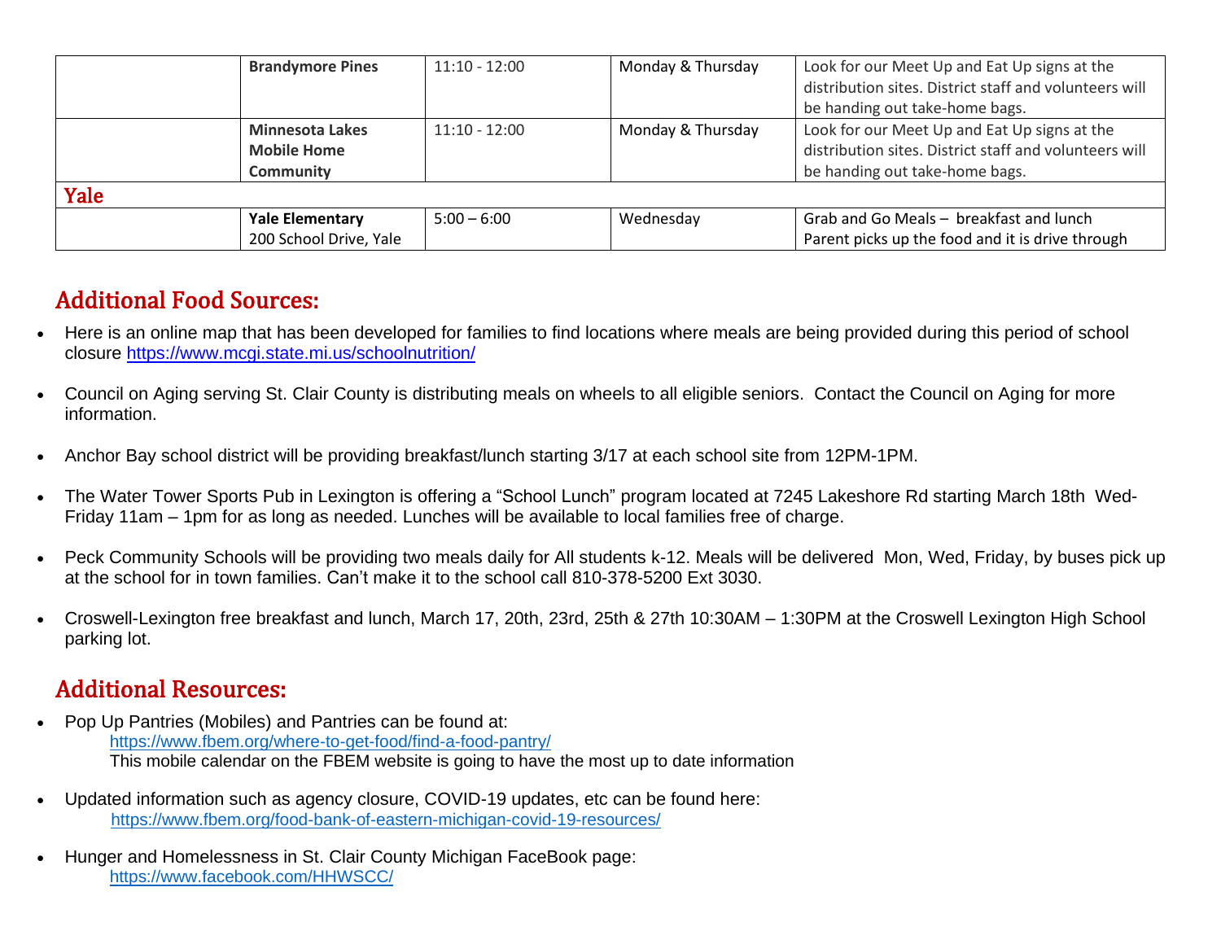| | | | | |
|---|---|---|---|---|
| | **Brandymore Pines** | 11:10 - 12:00 | Monday & Thursday | Look for our Meet Up and Eat Up signs at the distribution sites. District staff and volunteers will be handing out take-home bags. |
| | **Minnesota Lakes Mobile Home Community** | 11:10 - 12:00 | Monday & Thursday | Look for our Meet Up and Eat Up signs at the distribution sites. District staff and volunteers will be handing out take-home bags. |
| **Yale** | | | | |
| | **Yale Elementary** 200 School Drive, Yale | 5:00 – 6:00 | Wednesday | Grab and Go Meals – breakfast and lunch Parent picks up the food and it is drive through |

## Additional Food Sources:

- Here is an online map that has been developed for families to find locations where meals are being provided during this period of school closure https://www.mcgi.state.mi.us/schoolnutrition/
- Council on Aging serving St. Clair County is distributing meals on wheels to all eligible seniors. Contact the Council on Aging for more information.
- Anchor Bay school district will be providing breakfast/lunch starting 3/17 at each school site from 12PM-1PM.
- The Water Tower Sports Pub in Lexington is offering a "School Lunch" program located at 7245 Lakeshore Rd starting March 18th Wed-Friday 11am – 1pm for as long as needed. Lunches will be available to local families free of charge.
- Peck Community Schools will be providing two meals daily for All students k-12. Meals will be delivered Mon, Wed, Friday, by buses pick up at the school for in town families. Can't make it to the school call 810-378-5200 Ext 3030.
- Croswell-Lexington free breakfast and lunch, March 17, 20th, 23rd, 25th & 27th 10:30AM – 1:30PM at the Croswell Lexington High School parking lot.

## Additional Resources:

- Pop Up Pantries (Mobiles) and Pantries can be found at:
  https://www.fbem.org/where-to-get-food/find-a-food-pantry/
  This mobile calendar on the FBEM website is going to have the most up to date information
- Updated information such as agency closure, COVID-19 updates, etc can be found here:
  https://www.fbem.org/food-bank-of-eastern-michigan-covid-19-resources/
- Hunger and Homelessness in St. Clair County Michigan FaceBook page:
  https://www.facebook.com/HHWSCC/